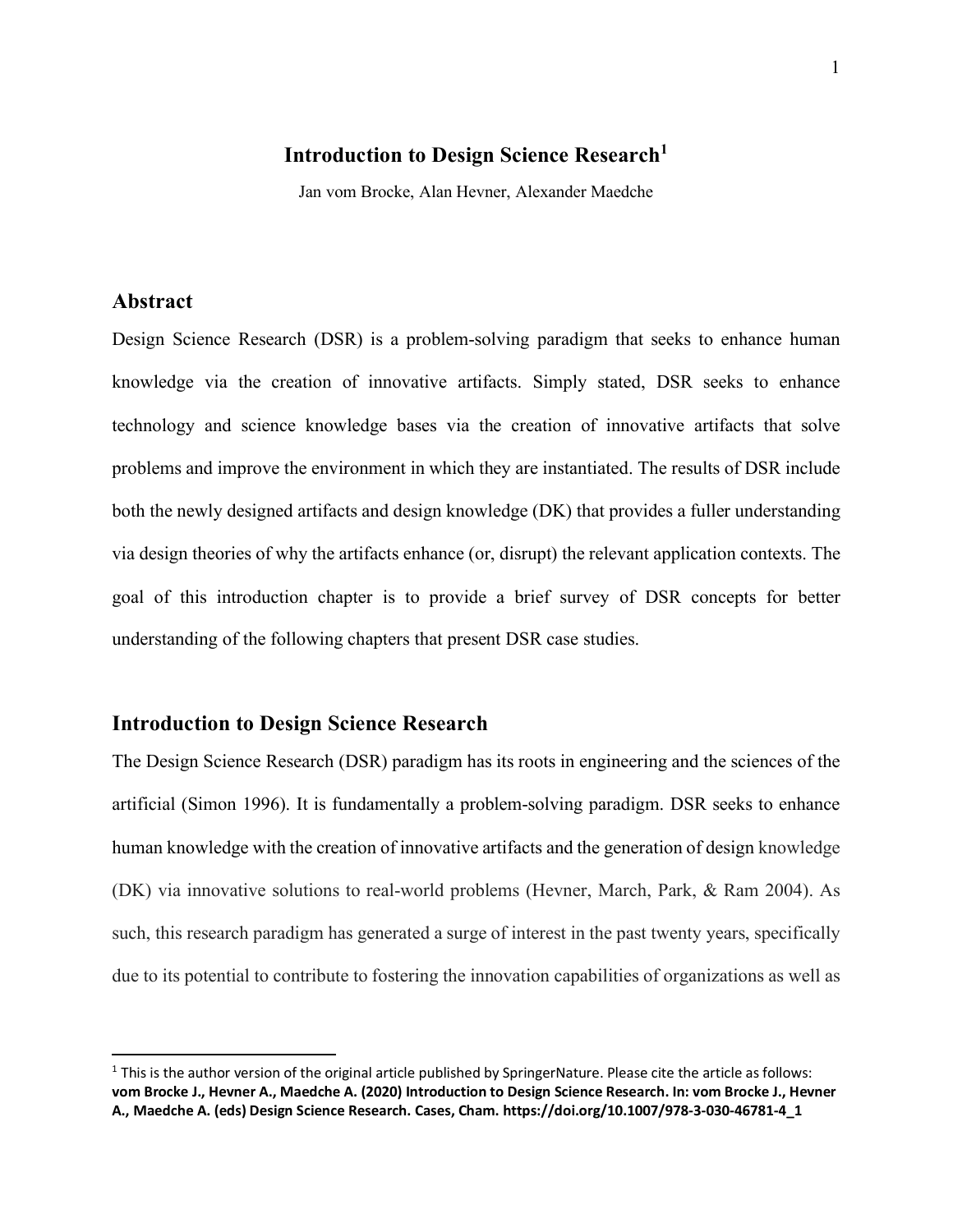# Introduction to Design Science Research[1]

Jan vom Brocke, Alan Hevner, Alexander Maedche

## Abstract

Design Science Research (DSR) is a problem-solving paradigm that seeks to enhance human knowledge via the creation of innovative artifacts. Simply stated, DSR seeks to enhance technology and science knowledge bases via the creation of innovative artifacts that solve problems and improve the environment in which they are instantiated. The results of DSR include both the newly designed artifacts and design knowledge (DK) that provides a fuller understanding via design theories of why the artifacts enhance (or, disrupt) the relevant application contexts. The goal of this introduction chapter is to provide a brief survey of DSR concepts for better understanding of the following chapters that present DSR case studies.

## Introduction to Design Science Research

The Design Science Research (DSR) paradigm has its roots in engineering and the sciences of the artificial (Simon 1996). It is fundamentally a problem-solving paradigm. DSR seeks to enhance human knowledge with the creation of innovative artifacts and the generation of design knowledge (DK) via innovative solutions to real-world problems (Hevner, March, Park, & Ram 2004). As such, this research paradigm has generated a surge of interest in the past twenty years, specifically due to its potential to contribute to fostering the innovation capabilities of organizations as well as

---

[1] This is the author version of the original article published by SpringerNature. Please cite the article as follows: **vom Brocke J., Hevner A., Maedche A. (2020) Introduction to Design Science Research. In: vom Brocke J., Hevner A., Maedche A. (eds) Design Science Research. Cases, Cham. https://doi.org/10.1007/978-3-030-46781-4_1**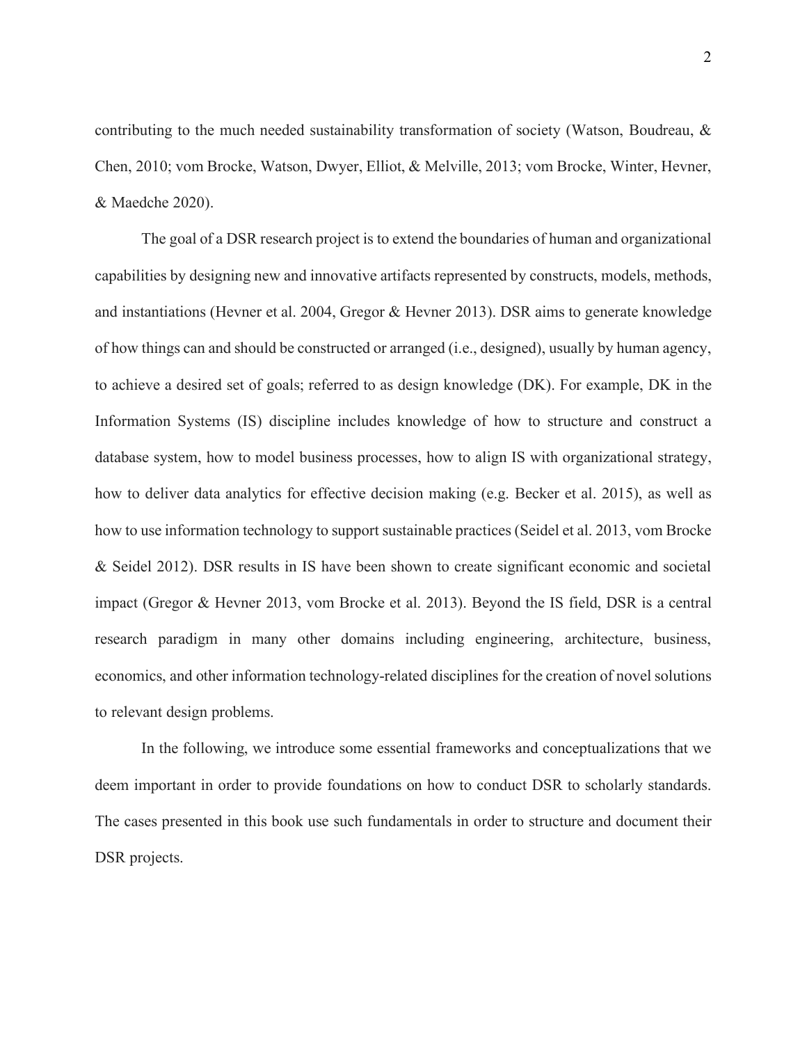contributing to the much needed sustainability transformation of society (Watson, Boudreau, & Chen, 2010; vom Brocke, Watson, Dwyer, Elliot, & Melville, 2013; vom Brocke, Winter, Hevner, & Maedche 2020).

The goal of a DSR research project is to extend the boundaries of human and organizational capabilities by designing new and innovative artifacts represented by constructs, models, methods, and instantiations (Hevner et al. 2004, Gregor & Hevner 2013). DSR aims to generate knowledge of how things can and should be constructed or arranged (i.e., designed), usually by human agency, to achieve a desired set of goals; referred to as design knowledge (DK). For example, DK in the Information Systems (IS) discipline includes knowledge of how to structure and construct a database system, how to model business processes, how to align IS with organizational strategy, how to deliver data analytics for effective decision making (e.g. Becker et al. 2015), as well as how to use information technology to support sustainable practices (Seidel et al. 2013, vom Brocke & Seidel 2012). DSR results in IS have been shown to create significant economic and societal impact (Gregor & Hevner 2013, vom Brocke et al. 2013). Beyond the IS field, DSR is a central research paradigm in many other domains including engineering, architecture, business, economics, and other information technology-related disciplines for the creation of novel solutions to relevant design problems.

In the following, we introduce some essential frameworks and conceptualizations that we deem important in order to provide foundations on how to conduct DSR to scholarly standards. The cases presented in this book use such fundamentals in order to structure and document their DSR projects.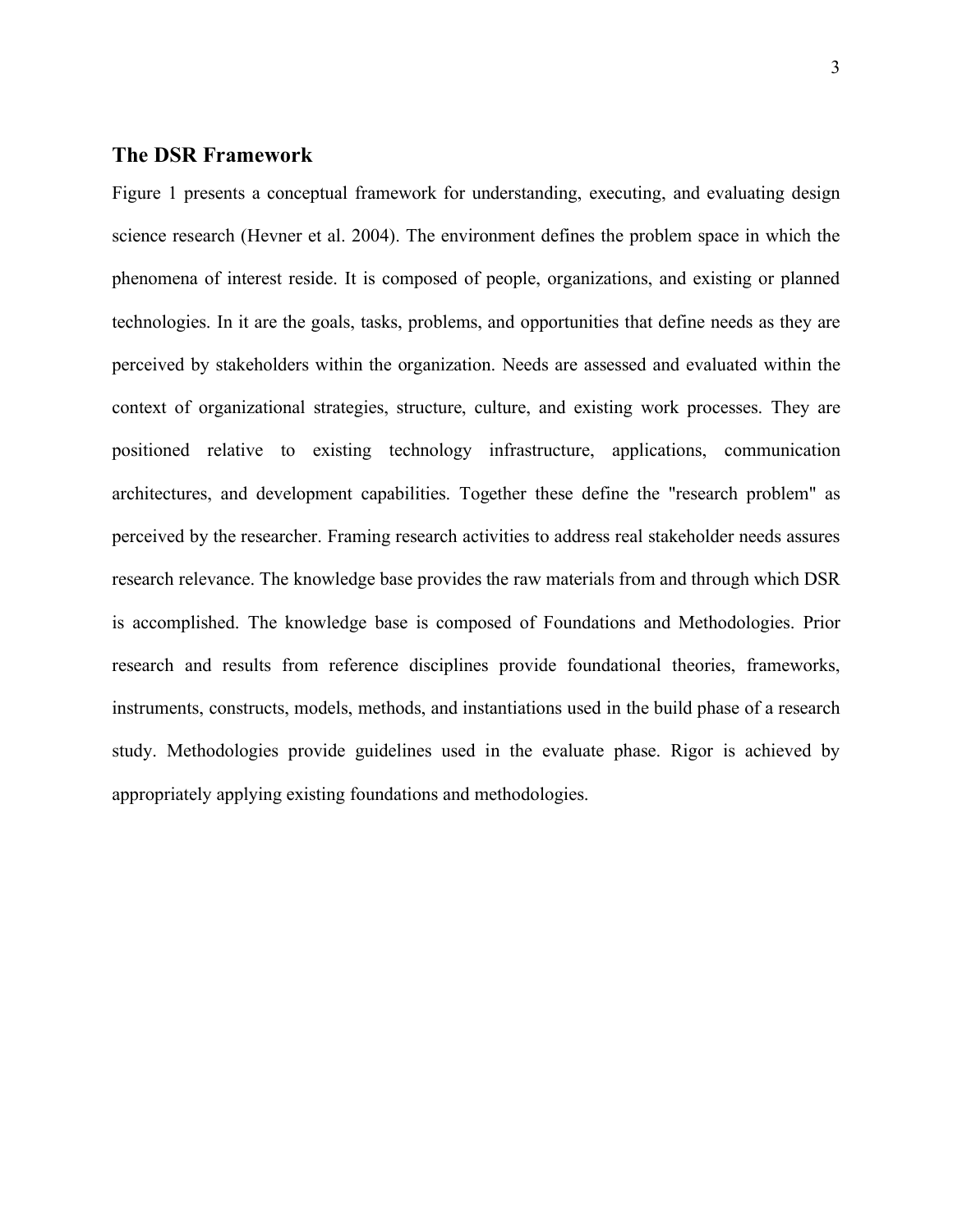## The DSR Framework

Figure 1 presents a conceptual framework for understanding, executing, and evaluating design science research (Hevner et al. 2004). The environment defines the problem space in which the phenomena of interest reside. It is composed of people, organizations, and existing or planned technologies. In it are the goals, tasks, problems, and opportunities that define needs as they are perceived by stakeholders within the organization. Needs are assessed and evaluated within the context of organizational strategies, structure, culture, and existing work processes. They are positioned relative to existing technology infrastructure, applications, communication architectures, and development capabilities. Together these define the "research problem" as perceived by the researcher. Framing research activities to address real stakeholder needs assures research relevance. The knowledge base provides the raw materials from and through which DSR is accomplished. The knowledge base is composed of Foundations and Methodologies. Prior research and results from reference disciplines provide foundational theories, frameworks, instruments, constructs, models, methods, and instantiations used in the build phase of a research study. Methodologies provide guidelines used in the evaluate phase. Rigor is achieved by appropriately applying existing foundations and methodologies.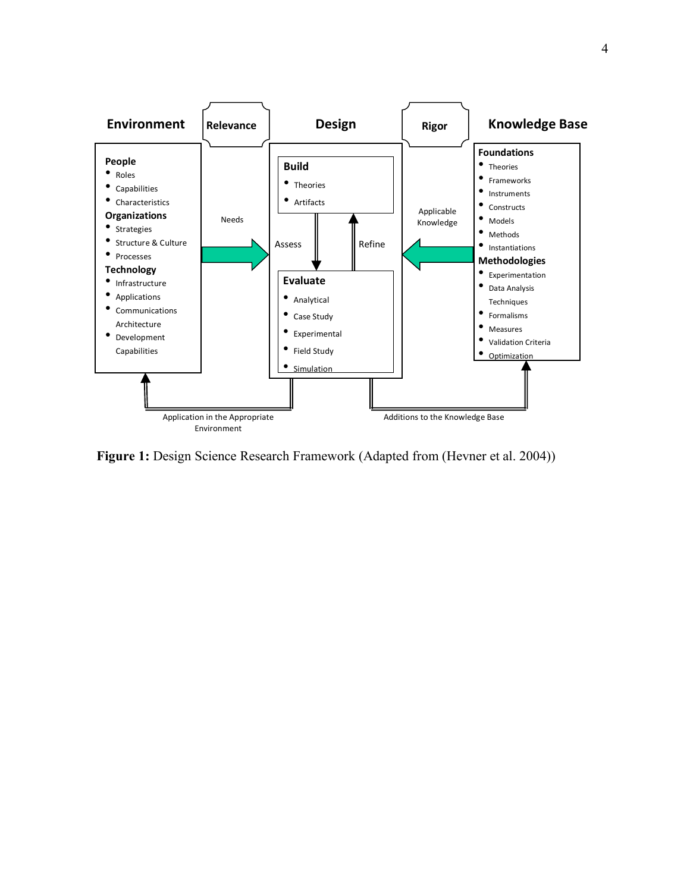**Environment**

**Relevance**

**Design**

**Rigor**

**Knowledge Base**

**People**
- Roles
- Capabilities
- Characteristics

**Organizations**
- Strategies
- Structure & Culture
- Processes

**Technology**
- Infrastructure
- Applications
- Communications Architecture
- Development Capabilities

Needs

**Build**
- Theories
- Artifacts

Assess

Refine

**Evaluate**
- Analytical
- Case Study
- Experimental
- Field Study
- Simulation

Applicable Knowledge

**Foundations**
- Theories
- Frameworks
- Instruments
- Constructs
- Models
- Methods
- Instantiations

**Methodologies**
- Experimentation
- Data Analysis Techniques
- Formalisms
- Measures
- Validation Criteria
- Optimization

Application in the Appropriate Environment

Additions to the Knowledge Base

**Figure 1:** Design Science Research Framework (Adapted from (Hevner et al. 2004))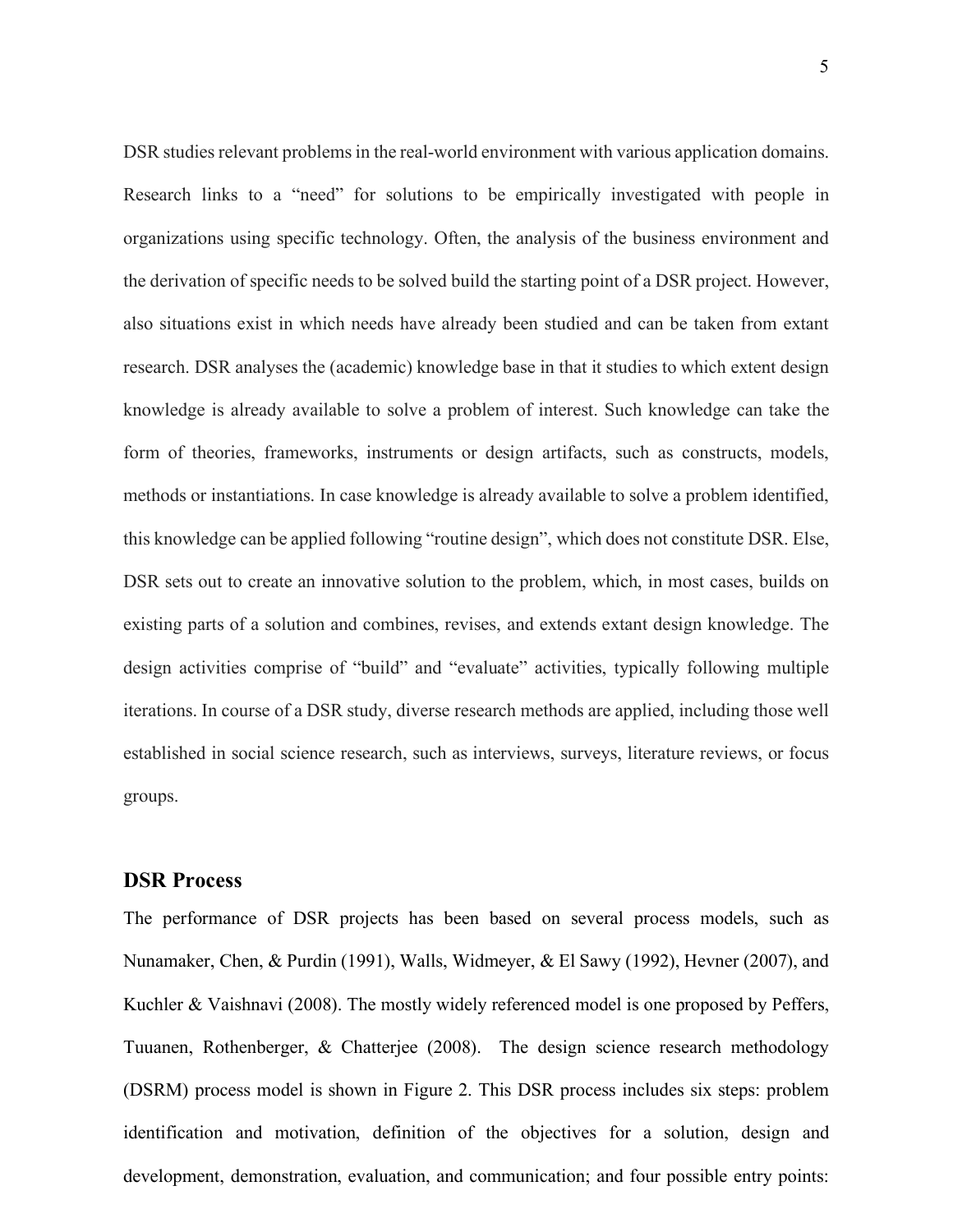DSR studies relevant problems in the real-world environment with various application domains. Research links to a "need" for solutions to be empirically investigated with people in organizations using specific technology. Often, the analysis of the business environment and the derivation of specific needs to be solved build the starting point of a DSR project. However, also situations exist in which needs have already been studied and can be taken from extant research. DSR analyses the (academic) knowledge base in that it studies to which extent design knowledge is already available to solve a problem of interest. Such knowledge can take the form of theories, frameworks, instruments or design artifacts, such as constructs, models, methods or instantiations. In case knowledge is already available to solve a problem identified, this knowledge can be applied following "routine design", which does not constitute DSR. Else, DSR sets out to create an innovative solution to the problem, which, in most cases, builds on existing parts of a solution and combines, revises, and extends extant design knowledge. The design activities comprise of "build" and "evaluate" activities, typically following multiple iterations. In course of a DSR study, diverse research methods are applied, including those well established in social science research, such as interviews, surveys, literature reviews, or focus groups.

## DSR Process

The performance of DSR projects has been based on several process models, such as Nunamaker, Chen, & Purdin (1991), Walls, Widmeyer, & El Sawy (1992), Hevner (2007), and Kuchler & Vaishnavi (2008). The mostly widely referenced model is one proposed by Peffers, Tuuanen, Rothenberger, & Chatterjee (2008). The design science research methodology (DSRM) process model is shown in Figure 2. This DSR process includes six steps: problem identification and motivation, definition of the objectives for a solution, design and development, demonstration, evaluation, and communication; and four possible entry points: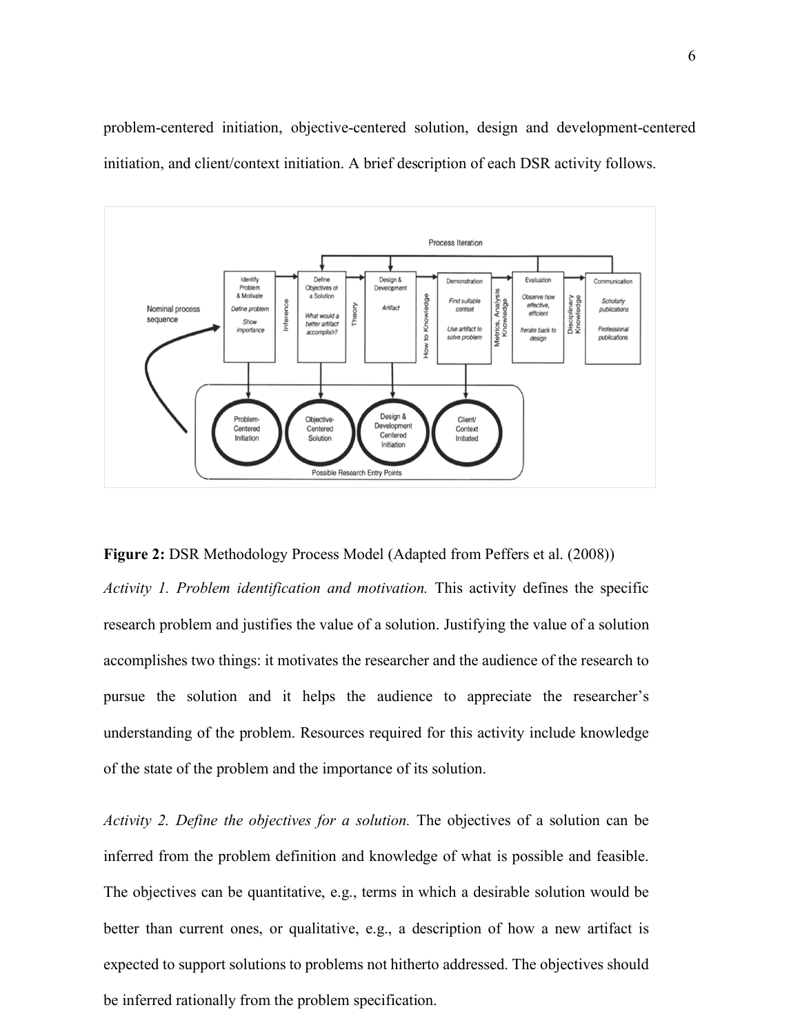problem-centered initiation, objective-centered solution, design and development-centered initiation, and client/context initiation. A brief description of each DSR activity follows.

**Figure 2:** DSR Methodology Process Model (Adapted from Peffers et al. (2008))

*Activity 1. Problem identification and motivation.* This activity defines the specific research problem and justifies the value of a solution. Justifying the value of a solution accomplishes two things: it motivates the researcher and the audience of the research to pursue the solution and it helps the audience to appreciate the researcher's understanding of the problem. Resources required for this activity include knowledge of the state of the problem and the importance of its solution.

*Activity 2. Define the objectives for a solution.* The objectives of a solution can be inferred from the problem definition and knowledge of what is possible and feasible. The objectives can be quantitative, e.g., terms in which a desirable solution would be better than current ones, or qualitative, e.g., a description of how a new artifact is expected to support solutions to problems not hitherto addressed. The objectives should be inferred rationally from the problem specification.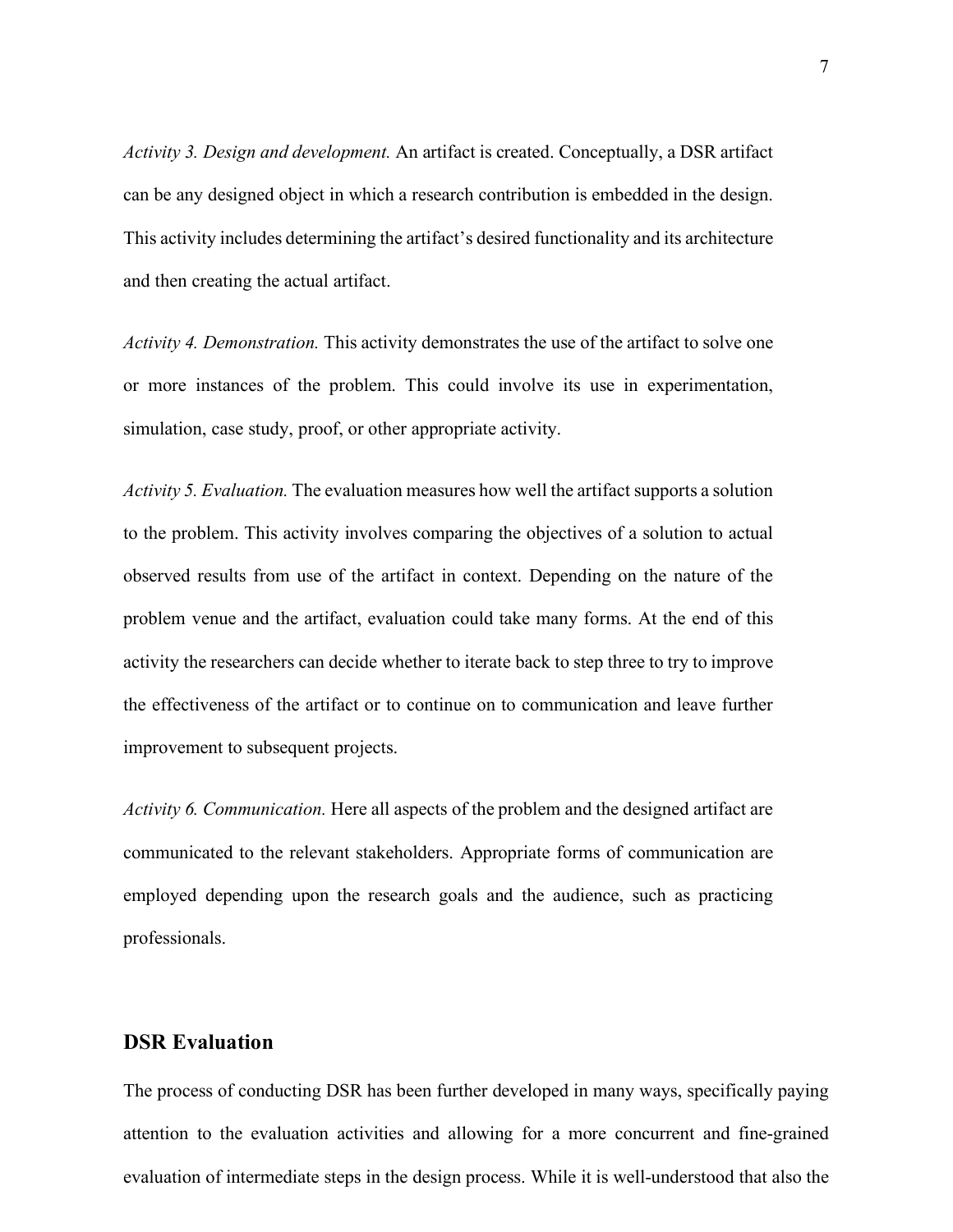*Activity 3. Design and development.* An artifact is created. Conceptually, a DSR artifact can be any designed object in which a research contribution is embedded in the design. This activity includes determining the artifact's desired functionality and its architecture and then creating the actual artifact.

*Activity 4. Demonstration.* This activity demonstrates the use of the artifact to solve one or more instances of the problem. This could involve its use in experimentation, simulation, case study, proof, or other appropriate activity.

*Activity 5. Evaluation.* The evaluation measures how well the artifact supports a solution to the problem. This activity involves comparing the objectives of a solution to actual observed results from use of the artifact in context. Depending on the nature of the problem venue and the artifact, evaluation could take many forms. At the end of this activity the researchers can decide whether to iterate back to step three to try to improve the effectiveness of the artifact or to continue on to communication and leave further improvement to subsequent projects.

*Activity 6. Communication.* Here all aspects of the problem and the designed artifact are communicated to the relevant stakeholders. Appropriate forms of communication are employed depending upon the research goals and the audience, such as practicing professionals.

## DSR Evaluation

The process of conducting DSR has been further developed in many ways, specifically paying attention to the evaluation activities and allowing for a more concurrent and fine-grained evaluation of intermediate steps in the design process. While it is well-understood that also the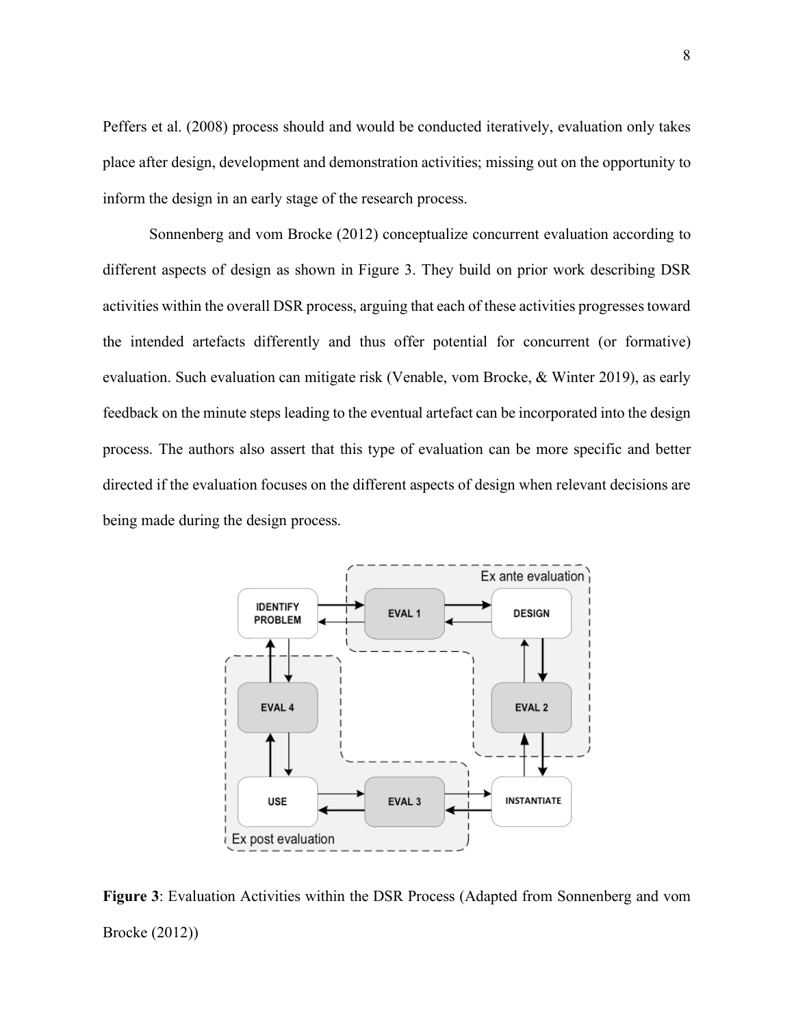Peffers et al. (2008) process should and would be conducted iteratively, evaluation only takes place after design, development and demonstration activities; missing out on the opportunity to inform the design in an early stage of the research process.

Sonnenberg and vom Brocke (2012) conceptualize concurrent evaluation according to different aspects of design as shown in Figure 3. They build on prior work describing DSR activities within the overall DSR process, arguing that each of these activities progresses toward the intended artefacts differently and thus offer potential for concurrent (or formative) evaluation. Such evaluation can mitigate risk (Venable, vom Brocke, & Winter 2019), as early feedback on the minute steps leading to the eventual artefact can be incorporated into the design process. The authors also assert that this type of evaluation can be more specific and better directed if the evaluation focuses on the different aspects of design when relevant decisions are being made during the design process.

**Figure 3**: Evaluation Activities within the DSR Process (Adapted from Sonnenberg and vom Brocke (2012))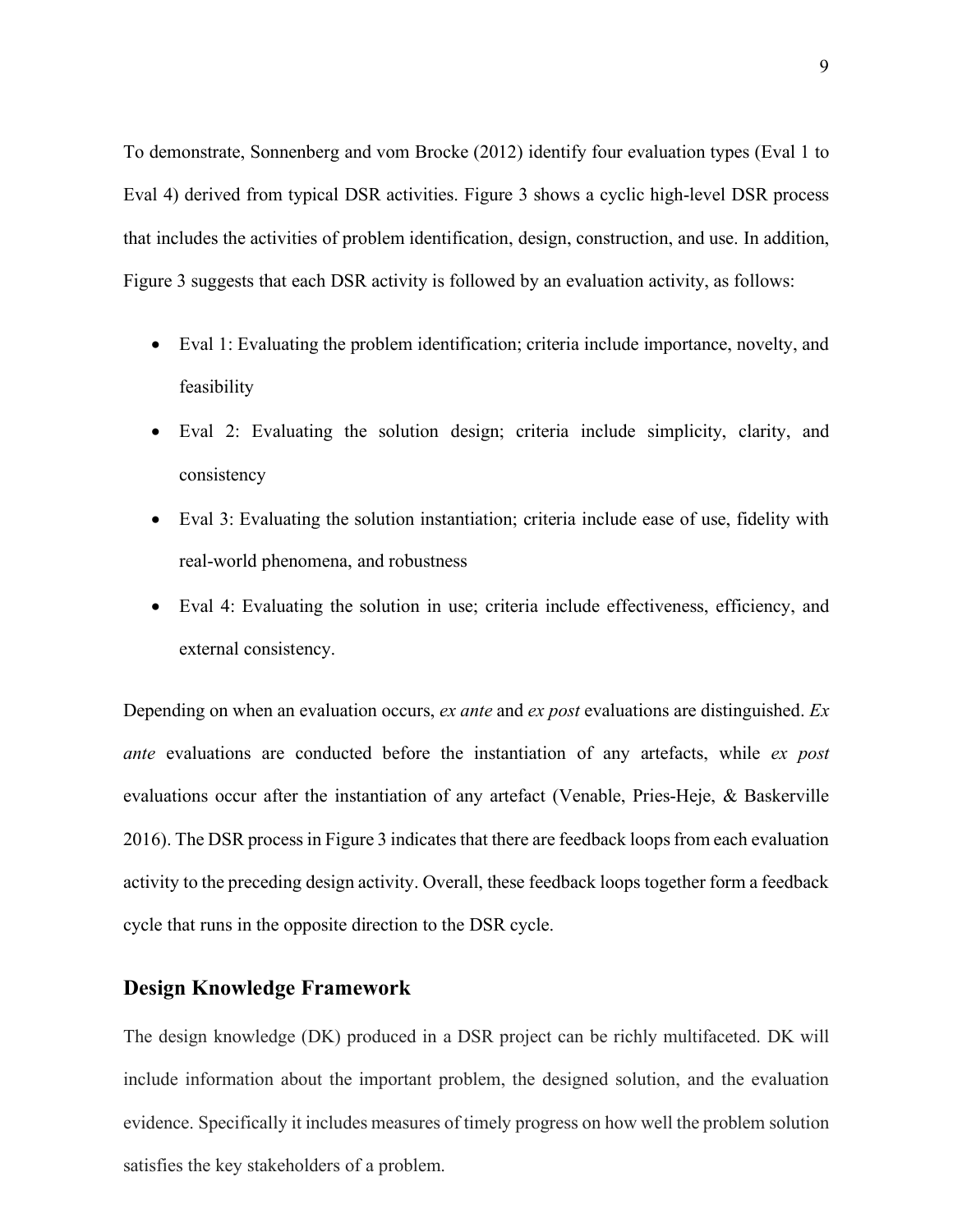To demonstrate, Sonnenberg and vom Brocke (2012) identify four evaluation types (Eval 1 to Eval 4) derived from typical DSR activities. Figure 3 shows a cyclic high-level DSR process that includes the activities of problem identification, design, construction, and use. In addition, Figure 3 suggests that each DSR activity is followed by an evaluation activity, as follows:

- Eval 1: Evaluating the problem identification; criteria include importance, novelty, and feasibility
- Eval 2: Evaluating the solution design; criteria include simplicity, clarity, and consistency
- Eval 3: Evaluating the solution instantiation; criteria include ease of use, fidelity with real-world phenomena, and robustness
- Eval 4: Evaluating the solution in use; criteria include effectiveness, efficiency, and external consistency.

Depending on when an evaluation occurs, *ex ante* and *ex post* evaluations are distinguished. *Ex ante* evaluations are conducted before the instantiation of any artefacts, while *ex post* evaluations occur after the instantiation of any artefact (Venable, Pries-Heje, & Baskerville 2016). The DSR process in Figure 3 indicates that there are feedback loops from each evaluation activity to the preceding design activity. Overall, these feedback loops together form a feedback cycle that runs in the opposite direction to the DSR cycle.

## Design Knowledge Framework

The design knowledge (DK) produced in a DSR project can be richly multifaceted. DK will include information about the important problem, the designed solution, and the evaluation evidence. Specifically it includes measures of timely progress on how well the problem solution satisfies the key stakeholders of a problem.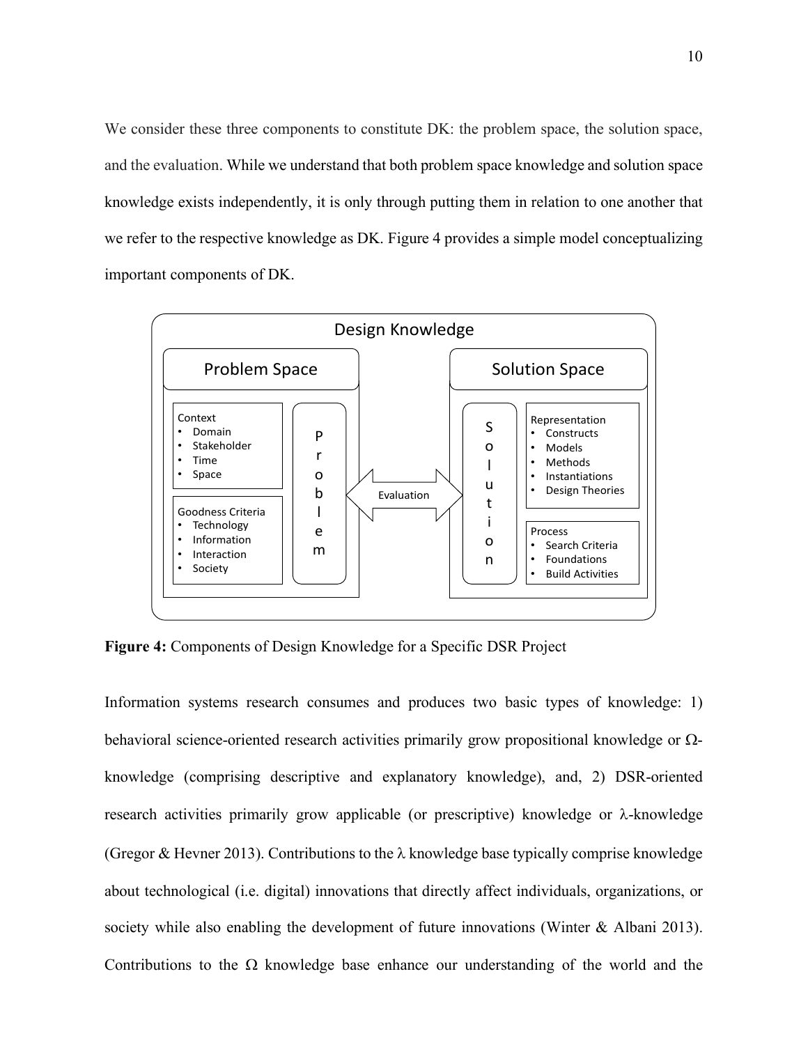We consider these three components to constitute DK: the problem space, the solution space, and the evaluation. While we understand that both problem space knowledge and solution space knowledge exists independently, it is only through putting them in relation to one another that we refer to the respective knowledge as DK. Figure 4 provides a simple model conceptualizing important components of DK.

**Figure 4:** Components of Design Knowledge for a Specific DSR Project

Information systems research consumes and produces two basic types of knowledge: 1) behavioral science-oriented research activities primarily grow propositional knowledge or Ω-knowledge (comprising descriptive and explanatory knowledge), and, 2) DSR-oriented research activities primarily grow applicable (or prescriptive) knowledge or λ-knowledge (Gregor & Hevner 2013). Contributions to the λ knowledge base typically comprise knowledge about technological (i.e. digital) innovations that directly affect individuals, organizations, or society while also enabling the development of future innovations (Winter & Albani 2013). Contributions to the Ω knowledge base enhance our understanding of the world and the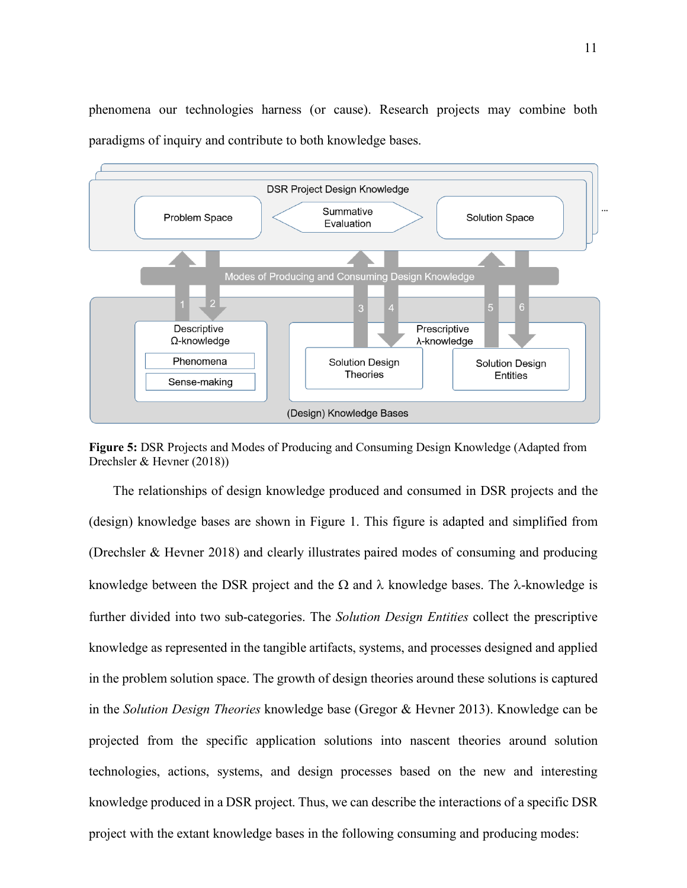phenomena our technologies harness (or cause). Research projects may combine both paradigms of inquiry and contribute to both knowledge bases.

**Figure 5:** DSR Projects and Modes of Producing and Consuming Design Knowledge (Adapted from Drechsler & Hevner (2018))

The relationships of design knowledge produced and consumed in DSR projects and the (design) knowledge bases are shown in Figure 1. This figure is adapted and simplified from (Drechsler & Hevner 2018) and clearly illustrates paired modes of consuming and producing knowledge between the DSR project and the Ω and λ knowledge bases. The λ-knowledge is further divided into two sub-categories. The *Solution Design Entities* collect the prescriptive knowledge as represented in the tangible artifacts, systems, and processes designed and applied in the problem solution space. The growth of design theories around these solutions is captured in the *Solution Design Theories* knowledge base (Gregor & Hevner 2013). Knowledge can be projected from the specific application solutions into nascent theories around solution technologies, actions, systems, and design processes based on the new and interesting knowledge produced in a DSR project. Thus, we can describe the interactions of a specific DSR project with the extant knowledge bases in the following consuming and producing modes: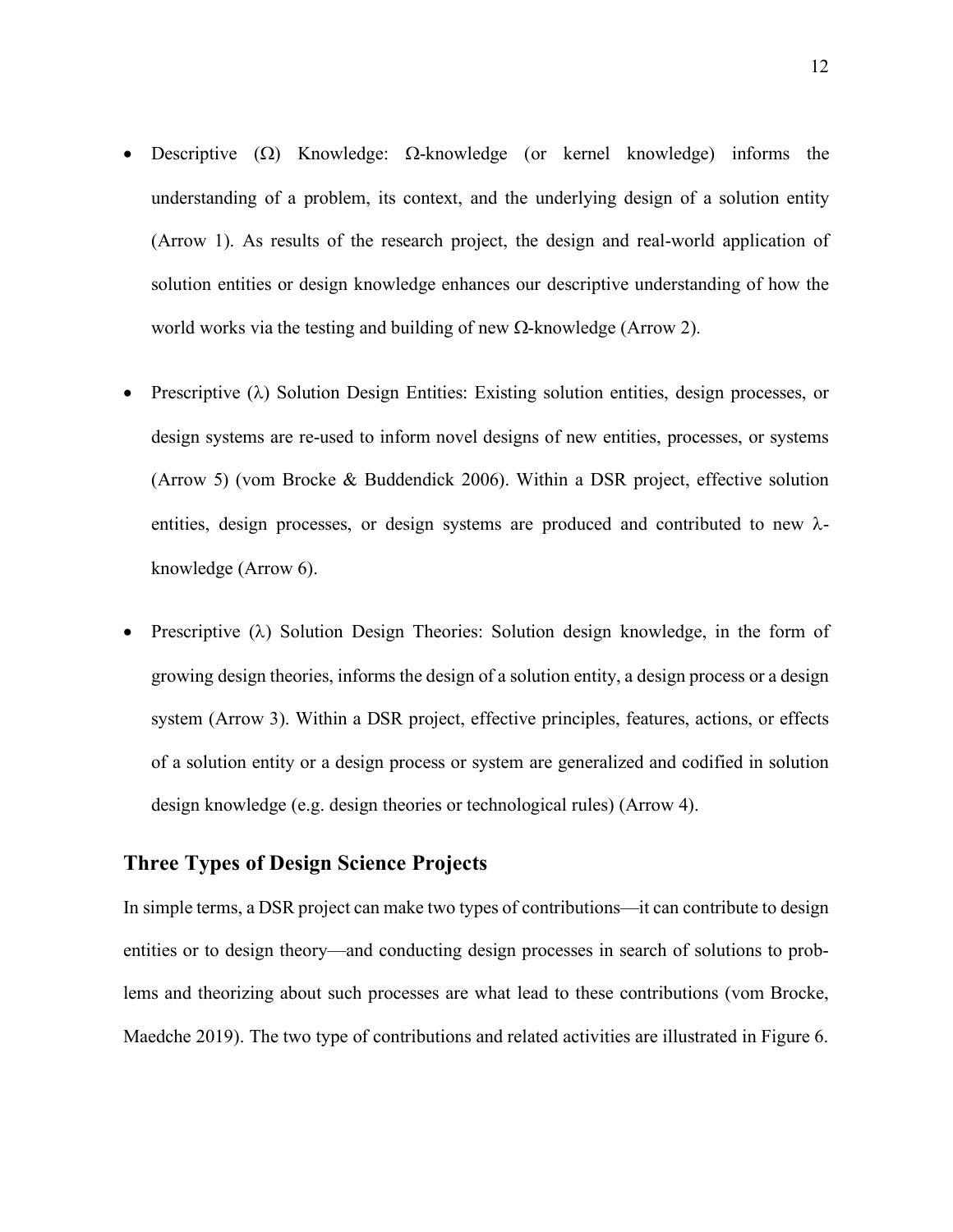- Descriptive ($\Omega$) Knowledge: $\Omega$-knowledge (or kernel knowledge) informs the understanding of a problem, its context, and the underlying design of a solution entity (Arrow 1). As results of the research project, the design and real-world application of solution entities or design knowledge enhances our descriptive understanding of how the world works via the testing and building of new $\Omega$-knowledge (Arrow 2).

- Prescriptive ($\lambda$) Solution Design Entities: Existing solution entities, design processes, or design systems are re-used to inform novel designs of new entities, processes, or systems (Arrow 5) (vom Brocke & Buddendick 2006). Within a DSR project, effective solution entities, design processes, or design systems are produced and contributed to new $\lambda$-knowledge (Arrow 6).

- Prescriptive ($\lambda$) Solution Design Theories: Solution design knowledge, in the form of growing design theories, informs the design of a solution entity, a design process or a design system (Arrow 3). Within a DSR project, effective principles, features, actions, or effects of a solution entity or a design process or system are generalized and codified in solution design knowledge (e.g. design theories or technological rules) (Arrow 4).

## Three Types of Design Science Projects

In simple terms, a DSR project can make two types of contributions—it can contribute to design entities or to design theory—and conducting design processes in search of solutions to problems and theorizing about such processes are what lead to these contributions (vom Brocke, Maedche 2019). The two type of contributions and related activities are illustrated in Figure 6.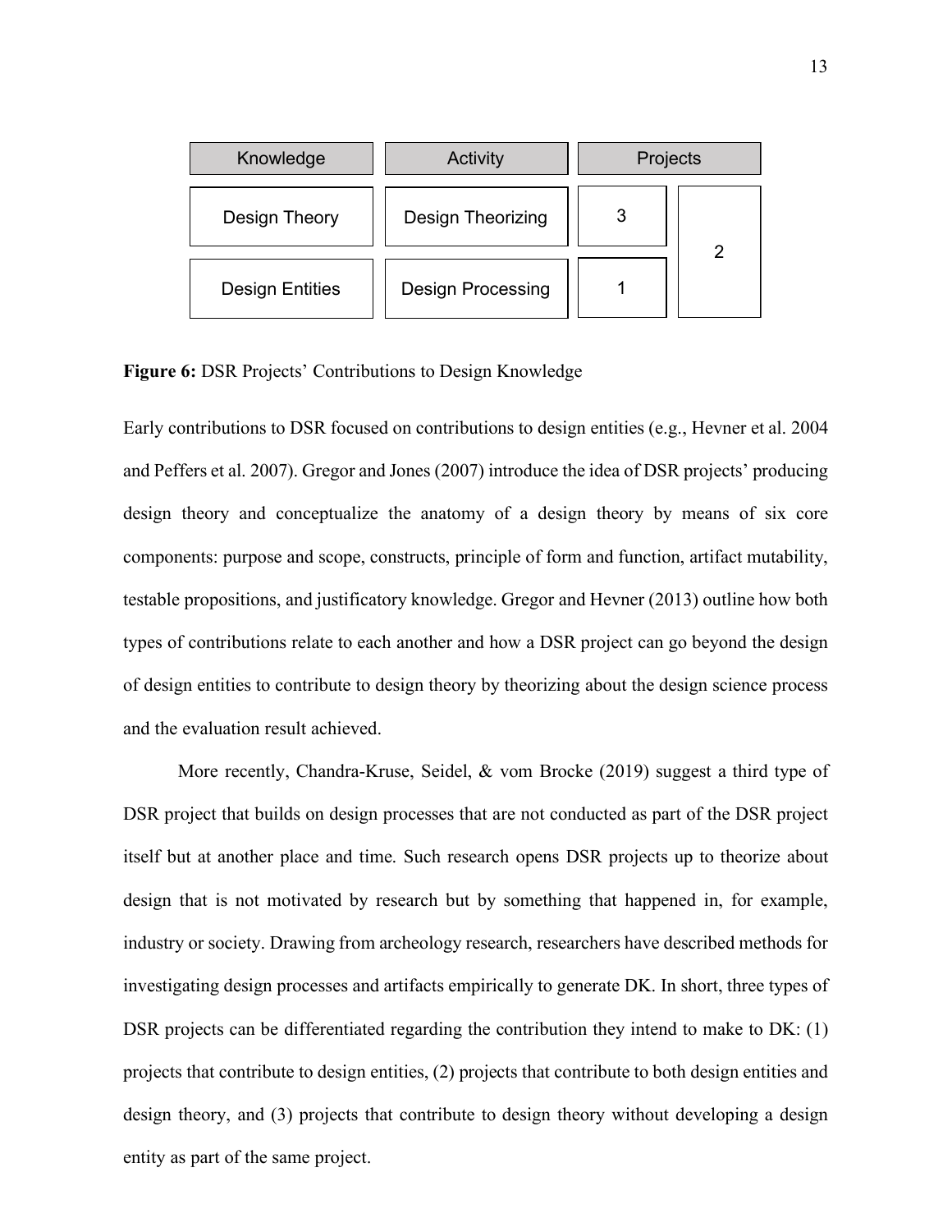| Knowledge | Activity | Projects | |
|---|---|---|---|
| Design Theory | Design Theorizing | 3 | 2 |
| Design Entities | Design Processing | 1 | |

**Figure 6:** DSR Projects' Contributions to Design Knowledge

Early contributions to DSR focused on contributions to design entities (e.g., Hevner et al. 2004 and Peffers et al. 2007). Gregor and Jones (2007) introduce the idea of DSR projects' producing design theory and conceptualize the anatomy of a design theory by means of six core components: purpose and scope, constructs, principle of form and function, artifact mutability, testable propositions, and justificatory knowledge. Gregor and Hevner (2013) outline how both types of contributions relate to each another and how a DSR project can go beyond the design of design entities to contribute to design theory by theorizing about the design science process and the evaluation result achieved.

More recently, Chandra-Kruse, Seidel, & vom Brocke (2019) suggest a third type of DSR project that builds on design processes that are not conducted as part of the DSR project itself but at another place and time. Such research opens DSR projects up to theorize about design that is not motivated by research but by something that happened in, for example, industry or society. Drawing from archeology research, researchers have described methods for investigating design processes and artifacts empirically to generate DK. In short, three types of DSR projects can be differentiated regarding the contribution they intend to make to DK: (1) projects that contribute to design entities, (2) projects that contribute to both design entities and design theory, and (3) projects that contribute to design theory without developing a design entity as part of the same project.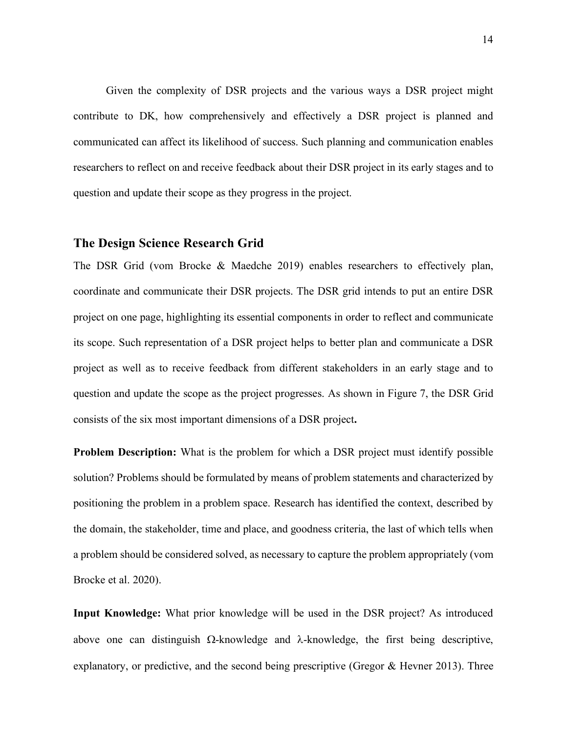Given the complexity of DSR projects and the various ways a DSR project might contribute to DK, how comprehensively and effectively a DSR project is planned and communicated can affect its likelihood of success. Such planning and communication enables researchers to reflect on and receive feedback about their DSR project in its early stages and to question and update their scope as they progress in the project.

## The Design Science Research Grid

The DSR Grid (vom Brocke & Maedche 2019) enables researchers to effectively plan, coordinate and communicate their DSR projects. The DSR grid intends to put an entire DSR project on one page, highlighting its essential components in order to reflect and communicate its scope. Such representation of a DSR project helps to better plan and communicate a DSR project as well as to receive feedback from different stakeholders in an early stage and to question and update the scope as the project progresses. As shown in Figure 7, the DSR Grid consists of the six most important dimensions of a DSR project**.**

**Problem Description:** What is the problem for which a DSR project must identify possible solution? Problems should be formulated by means of problem statements and characterized by positioning the problem in a problem space. Research has identified the context, described by the domain, the stakeholder, time and place, and goodness criteria, the last of which tells when a problem should be considered solved, as necessary to capture the problem appropriately (vom Brocke et al. 2020).

**Input Knowledge:** What prior knowledge will be used in the DSR project? As introduced above one can distinguish $\Omega$-knowledge and $\lambda$-knowledge, the first being descriptive, explanatory, or predictive, and the second being prescriptive (Gregor & Hevner 2013). Three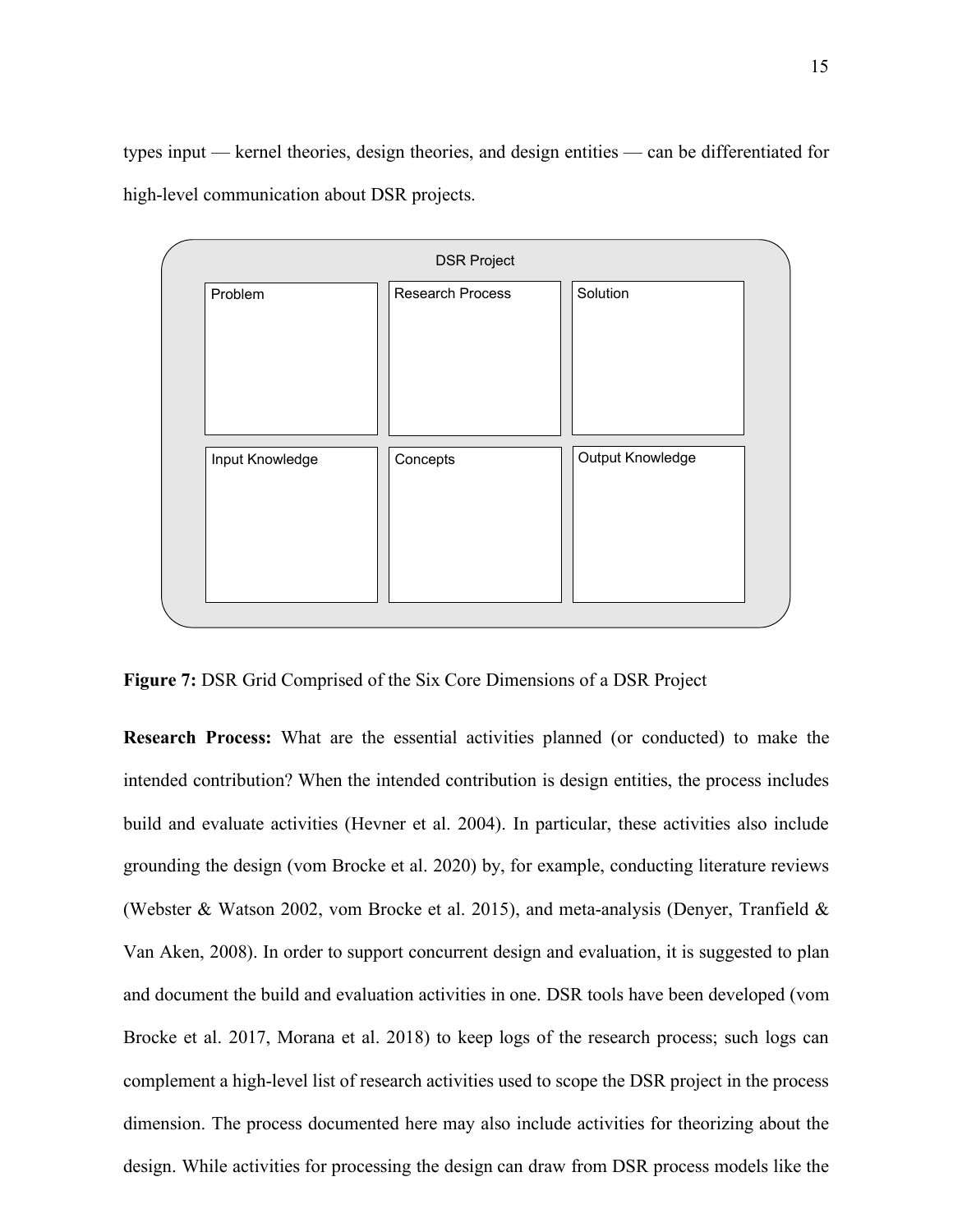types input — kernel theories, design theories, and design entities — can be differentiated for high-level communication about DSR projects.

| DSR Project | | |
|---|---|---|
| Problem | Research Process | Solution |
| Input Knowledge | Concepts | Output Knowledge |

**Figure 7:** DSR Grid Comprised of the Six Core Dimensions of a DSR Project

**Research Process:** What are the essential activities planned (or conducted) to make the intended contribution? When the intended contribution is design entities, the process includes build and evaluate activities (Hevner et al. 2004). In particular, these activities also include grounding the design (vom Brocke et al. 2020) by, for example, conducting literature reviews (Webster & Watson 2002, vom Brocke et al. 2015), and meta-analysis (Denyer, Tranfield & Van Aken, 2008). In order to support concurrent design and evaluation, it is suggested to plan and document the build and evaluation activities in one. DSR tools have been developed (vom Brocke et al. 2017, Morana et al. 2018) to keep logs of the research process; such logs can complement a high-level list of research activities used to scope the DSR project in the process dimension. The process documented here may also include activities for theorizing about the design. While activities for processing the design can draw from DSR process models like the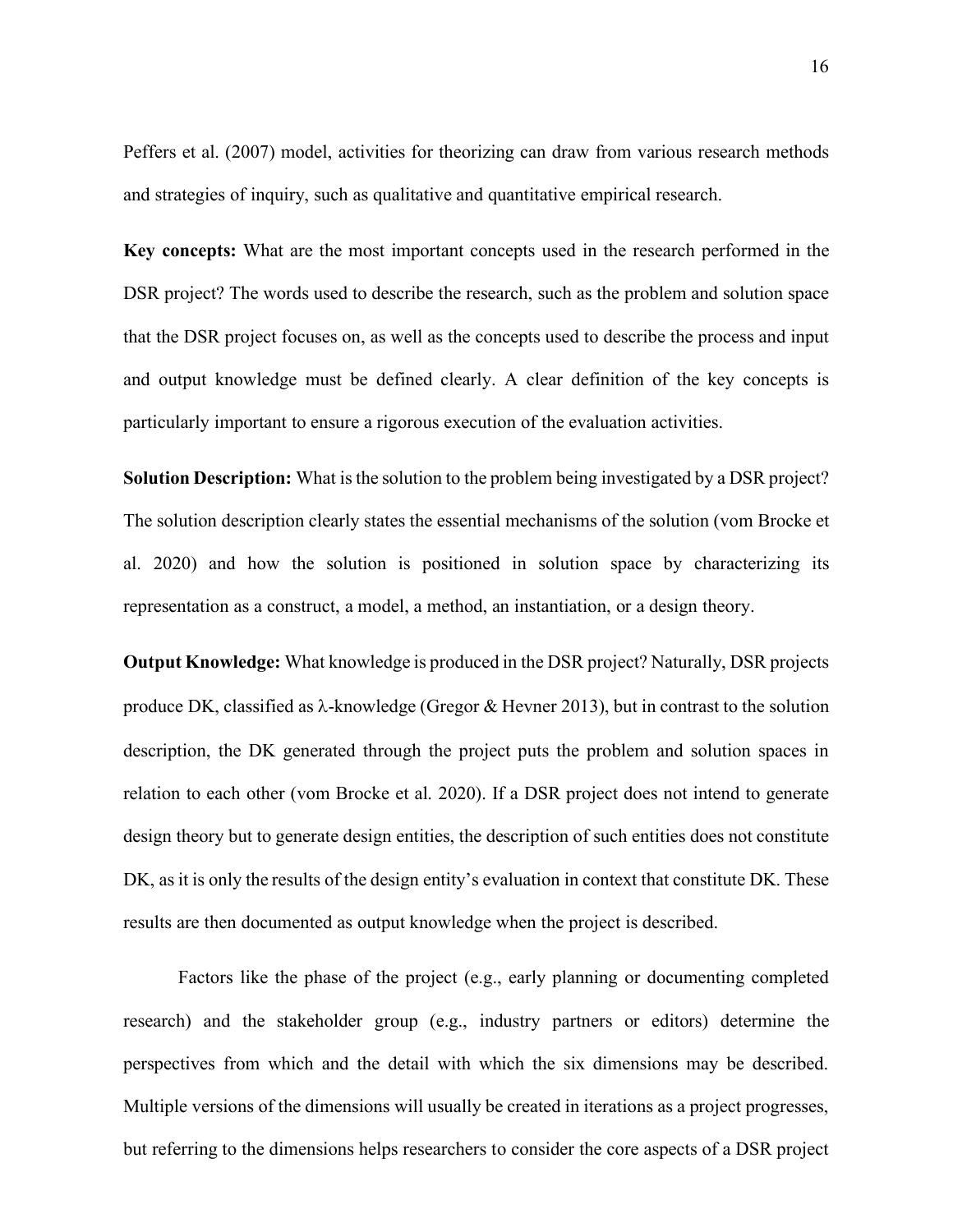Peffers et al. (2007) model, activities for theorizing can draw from various research methods and strategies of inquiry, such as qualitative and quantitative empirical research.

**Key concepts:** What are the most important concepts used in the research performed in the DSR project? The words used to describe the research, such as the problem and solution space that the DSR project focuses on, as well as the concepts used to describe the process and input and output knowledge must be defined clearly. A clear definition of the key concepts is particularly important to ensure a rigorous execution of the evaluation activities.

**Solution Description:** What is the solution to the problem being investigated by a DSR project? The solution description clearly states the essential mechanisms of the solution (vom Brocke et al. 2020) and how the solution is positioned in solution space by characterizing its representation as a construct, a model, a method, an instantiation, or a design theory.

**Output Knowledge:** What knowledge is produced in the DSR project? Naturally, DSR projects produce DK, classified as λ-knowledge (Gregor & Hevner 2013), but in contrast to the solution description, the DK generated through the project puts the problem and solution spaces in relation to each other (vom Brocke et al. 2020). If a DSR project does not intend to generate design theory but to generate design entities, the description of such entities does not constitute DK, as it is only the results of the design entity's evaluation in context that constitute DK. These results are then documented as output knowledge when the project is described.

Factors like the phase of the project (e.g., early planning or documenting completed research) and the stakeholder group (e.g., industry partners or editors) determine the perspectives from which and the detail with which the six dimensions may be described. Multiple versions of the dimensions will usually be created in iterations as a project progresses, but referring to the dimensions helps researchers to consider the core aspects of a DSR project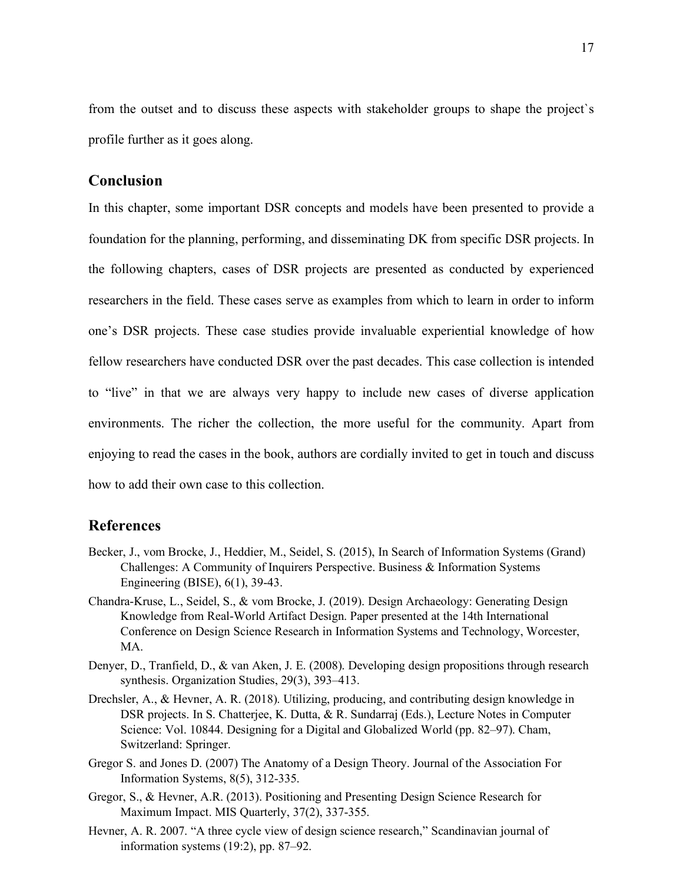from the outset and to discuss these aspects with stakeholder groups to shape the project`s profile further as it goes along.

## Conclusion

In this chapter, some important DSR concepts and models have been presented to provide a foundation for the planning, performing, and disseminating DK from specific DSR projects. In the following chapters, cases of DSR projects are presented as conducted by experienced researchers in the field. These cases serve as examples from which to learn in order to inform one's DSR projects. These case studies provide invaluable experiential knowledge of how fellow researchers have conducted DSR over the past decades. This case collection is intended to "live" in that we are always very happy to include new cases of diverse application environments. The richer the collection, the more useful for the community. Apart from enjoying to read the cases in the book, authors are cordially invited to get in touch and discuss how to add their own case to this collection.

## References

Becker, J., vom Brocke, J., Heddier, M., Seidel, S. (2015), In Search of Information Systems (Grand) Challenges: A Community of Inquirers Perspective. Business & Information Systems Engineering (BISE), 6(1), 39-43.

Chandra-Kruse, L., Seidel, S., & vom Brocke, J. (2019). Design Archaeology: Generating Design Knowledge from Real-World Artifact Design. Paper presented at the 14th International Conference on Design Science Research in Information Systems and Technology, Worcester, MA.

Denyer, D., Tranfield, D., & van Aken, J. E. (2008). Developing design propositions through research synthesis. Organization Studies, 29(3), 393–413.

Drechsler, A., & Hevner, A. R. (2018). Utilizing, producing, and contributing design knowledge in DSR projects. In S. Chatterjee, K. Dutta, & R. Sundarraj (Eds.), Lecture Notes in Computer Science: Vol. 10844. Designing for a Digital and Globalized World (pp. 82–97). Cham, Switzerland: Springer.

Gregor S. and Jones D. (2007) The Anatomy of a Design Theory. Journal of the Association For Information Systems, 8(5), 312-335.

Gregor, S., & Hevner, A.R. (2013). Positioning and Presenting Design Science Research for Maximum Impact. MIS Quarterly, 37(2), 337-355.

Hevner, A. R. 2007. "A three cycle view of design science research," Scandinavian journal of information systems (19:2), pp. 87–92.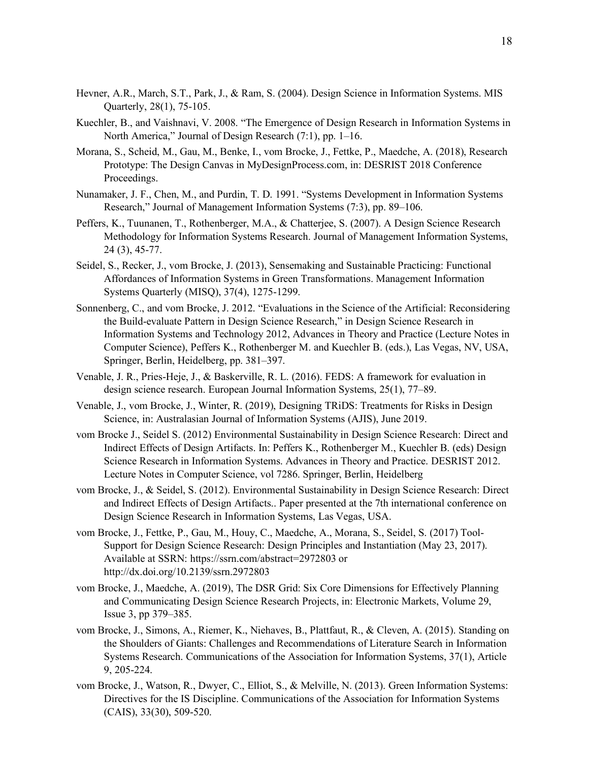Hevner, A.R., March, S.T., Park, J., & Ram, S. (2004). Design Science in Information Systems. MIS Quarterly, 28(1), 75-105.

Kuechler, B., and Vaishnavi, V. 2008. "The Emergence of Design Research in Information Systems in North America," Journal of Design Research (7:1), pp. 1–16.

Morana, S., Scheid, M., Gau, M., Benke, I., vom Brocke, J., Fettke, P., Maedche, A. (2018), Research Prototype: The Design Canvas in MyDesignProcess.com, in: DESRIST 2018 Conference Proceedings.

Nunamaker, J. F., Chen, M., and Purdin, T. D. 1991. "Systems Development in Information Systems Research," Journal of Management Information Systems (7:3), pp. 89–106.

Peffers, K., Tuunanen, T., Rothenberger, M.A., & Chatterjee, S. (2007). A Design Science Research Methodology for Information Systems Research. Journal of Management Information Systems, 24 (3), 45-77.

Seidel, S., Recker, J., vom Brocke, J. (2013), Sensemaking and Sustainable Practicing: Functional Affordances of Information Systems in Green Transformations. Management Information Systems Quarterly (MISQ), 37(4), 1275-1299.

Sonnenberg, C., and vom Brocke, J. 2012. "Evaluations in the Science of the Artificial: Reconsidering the Build-evaluate Pattern in Design Science Research," in Design Science Research in Information Systems and Technology 2012, Advances in Theory and Practice (Lecture Notes in Computer Science), Peffers K., Rothenberger M. and Kuechler B. (eds.), Las Vegas, NV, USA, Springer, Berlin, Heidelberg, pp. 381–397.

Venable, J. R., Pries-Heje, J., & Baskerville, R. L. (2016). FEDS: A framework for evaluation in design science research. European Journal Information Systems, 25(1), 77–89.

Venable, J., vom Brocke, J., Winter, R. (2019), Designing TRiDS: Treatments for Risks in Design Science, in: Australasian Journal of Information Systems (AJIS), June 2019.

vom Brocke J., Seidel S. (2012) Environmental Sustainability in Design Science Research: Direct and Indirect Effects of Design Artifacts. In: Peffers K., Rothenberger M., Kuechler B. (eds) Design Science Research in Information Systems. Advances in Theory and Practice. DESRIST 2012. Lecture Notes in Computer Science, vol 7286. Springer, Berlin, Heidelberg

vom Brocke, J., & Seidel, S. (2012). Environmental Sustainability in Design Science Research: Direct and Indirect Effects of Design Artifacts.. Paper presented at the 7th international conference on Design Science Research in Information Systems, Las Vegas, USA.

vom Brocke, J., Fettke, P., Gau, M., Houy, C., Maedche, A., Morana, S., Seidel, S. (2017) Tool-Support for Design Science Research: Design Principles and Instantiation (May 23, 2017). Available at SSRN: https://ssrn.com/abstract=2972803 or http://dx.doi.org/10.2139/ssrn.2972803

vom Brocke, J., Maedche, A. (2019), The DSR Grid: Six Core Dimensions for Effectively Planning and Communicating Design Science Research Projects, in: Electronic Markets, Volume 29, Issue 3, pp 379–385.

vom Brocke, J., Simons, A., Riemer, K., Niehaves, B., Plattfaut, R., & Cleven, A. (2015). Standing on the Shoulders of Giants: Challenges and Recommendations of Literature Search in Information Systems Research. Communications of the Association for Information Systems, 37(1), Article 9, 205-224.

vom Brocke, J., Watson, R., Dwyer, C., Elliot, S., & Melville, N. (2013). Green Information Systems: Directives for the IS Discipline. Communications of the Association for Information Systems (CAIS), 33(30), 509-520.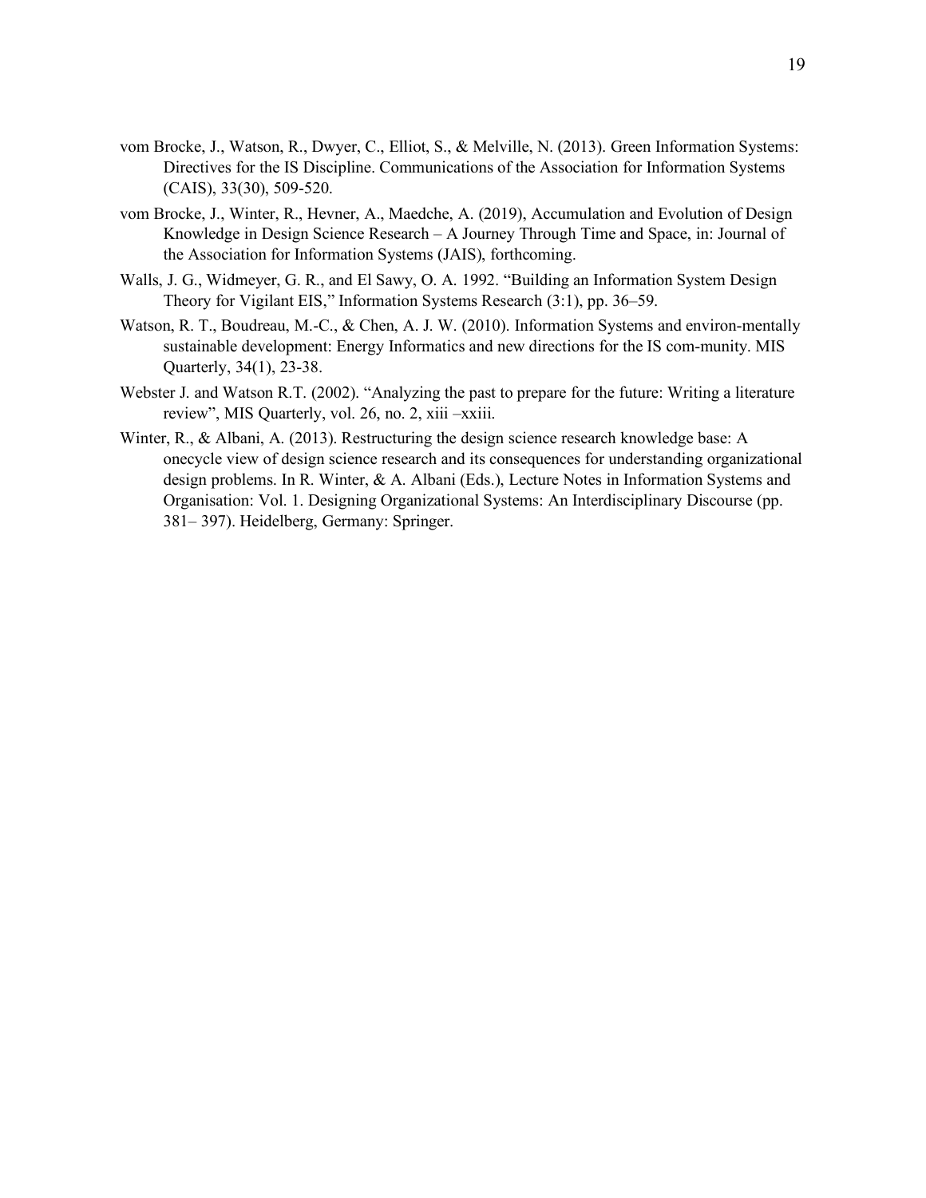vom Brocke, J., Watson, R., Dwyer, C., Elliot, S., & Melville, N. (2013). Green Information Systems: Directives for the IS Discipline. Communications of the Association for Information Systems (CAIS), 33(30), 509-520.

vom Brocke, J., Winter, R., Hevner, A., Maedche, A. (2019), Accumulation and Evolution of Design Knowledge in Design Science Research – A Journey Through Time and Space, in: Journal of the Association for Information Systems (JAIS), forthcoming.

Walls, J. G., Widmeyer, G. R., and El Sawy, O. A. 1992. "Building an Information System Design Theory for Vigilant EIS," Information Systems Research (3:1), pp. 36–59.

Watson, R. T., Boudreau, M.-C., & Chen, A. J. W. (2010). Information Systems and environ-mentally sustainable development: Energy Informatics and new directions for the IS com-munity. MIS Quarterly, 34(1), 23-38.

Webster J. and Watson R.T. (2002). "Analyzing the past to prepare for the future: Writing a literature review", MIS Quarterly, vol. 26, no. 2, xiii –xxiii.

Winter, R., & Albani, A. (2013). Restructuring the design science research knowledge base: A onecycle view of design science research and its consequences for understanding organizational design problems. In R. Winter, & A. Albani (Eds.), Lecture Notes in Information Systems and Organisation: Vol. 1. Designing Organizational Systems: An Interdisciplinary Discourse (pp. 381– 397). Heidelberg, Germany: Springer.